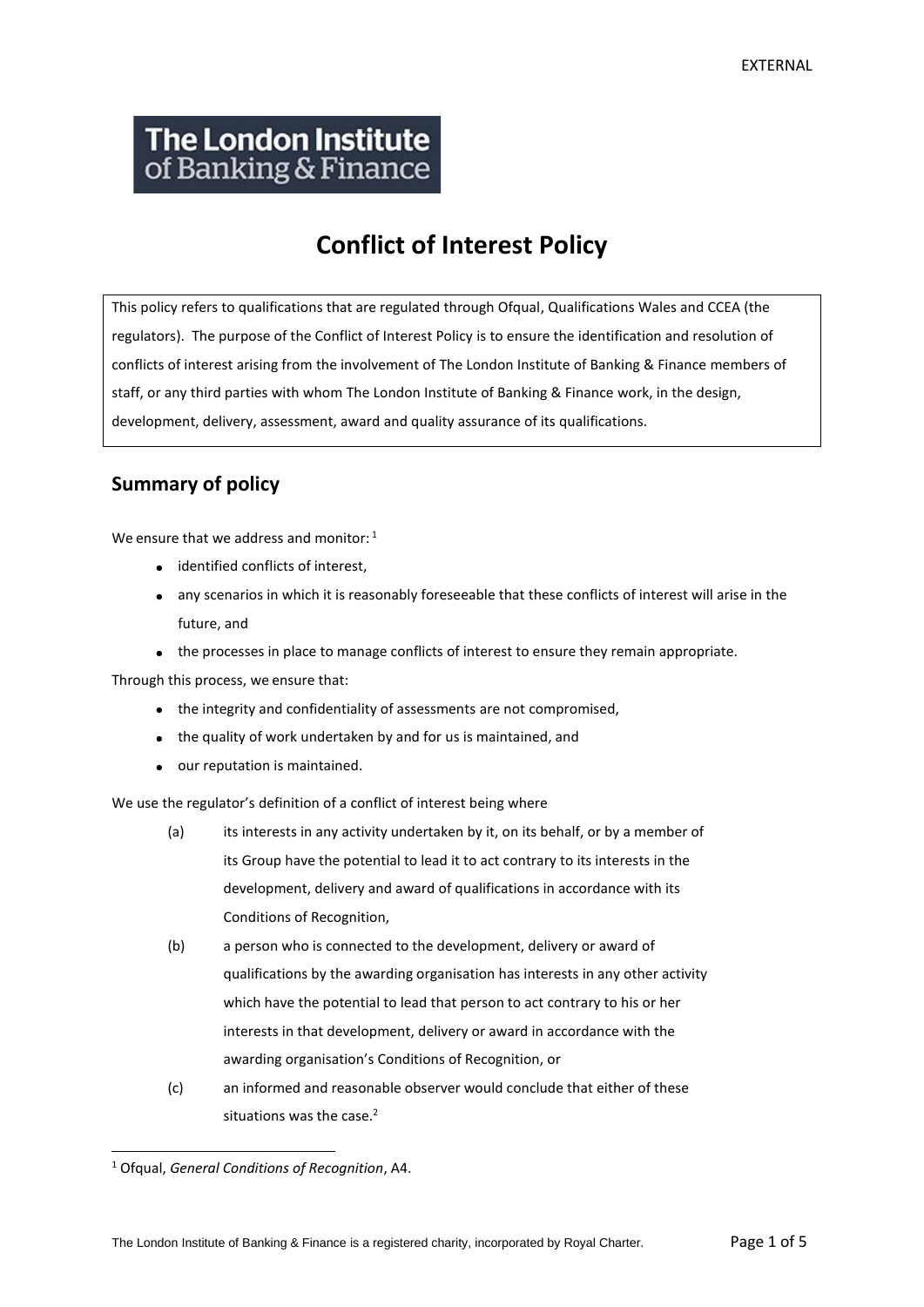# Conflict of Interest Policy

This policy refers to qualifications that are regulated through Ofqual, Qualifications Wales and CCEA (the regulators). The purpose of the Conflict of Interest Policy is to ensure the identification and resolution of conflicts of interest arising from the involvement of The London Institute of Banking & Finance members of staff, or any third parties with whom The London Institute of Banking & Finance work, in the design, development, delivery, assessment, award and quality assurance of its qualifications.

## Summary of policy

We ensure that we address and monitor: [1]

- identified conflicts of interest,
- any scenarios in which it is reasonably foreseeable that these conflicts of interest will arise in the future, and
- the processes in place to manage conflicts of interest to ensure they remain appropriate.

Through this process, we ensure that:

- the integrity and confidentiality of assessments are not compromised,
- the quality of work undertaken by and for us is maintained, and
- our reputation is maintained.

We use the regulator's definition of a conflict of interest being where

(a) its interests in any activity undertaken by it, on its behalf, or by a member of its Group have the potential to lead it to act contrary to its interests in the development, delivery and award of qualifications in accordance with its Conditions of Recognition,

(b) a person who is connected to the development, delivery or award of qualifications by the awarding organisation has interests in any other activity which have the potential to lead that person to act contrary to his or her interests in that development, delivery or award in accordance with the awarding organisation's Conditions of Recognition, or

(c) an informed and reasonable observer would conclude that either of these situations was the case.[2]

[1] Ofqual, *General Conditions of Recognition*, A4.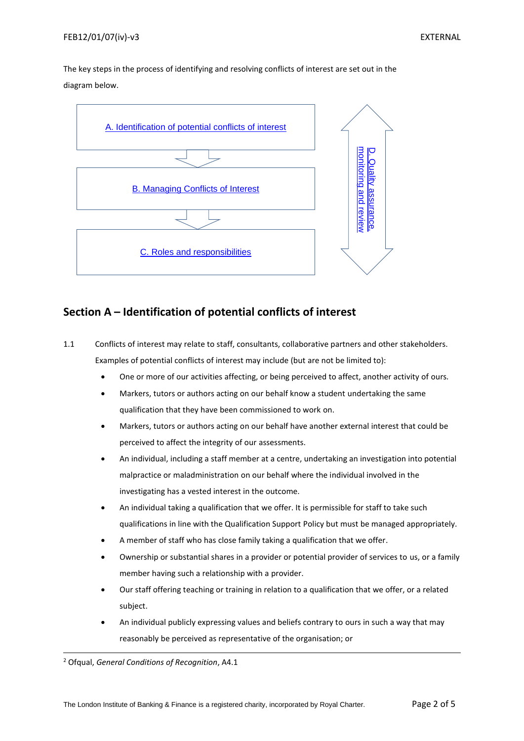The key steps in the process of identifying and resolving conflicts of interest are set out in the diagram below.

A. Identification of potential conflicts of interest

B. Managing Conflicts of Interest

C. Roles and responsibilities

D. Quality assurance, monitoring and review

## Section A – Identification of potential conflicts of interest

1.1 Conflicts of interest may relate to staff, consultants, collaborative partners and other stakeholders. Examples of potential conflicts of interest may include (but are not be limited to):

- One or more of our activities affecting, or being perceived to affect, another activity of ours.
- Markers, tutors or authors acting on our behalf know a student undertaking the same qualification that they have been commissioned to work on.
- Markers, tutors or authors acting on our behalf have another external interest that could be perceived to affect the integrity of our assessments.
- An individual, including a staff member at a centre, undertaking an investigation into potential malpractice or maladministration on our behalf where the individual involved in the investigating has a vested interest in the outcome.
- An individual taking a qualification that we offer. It is permissible for staff to take such qualifications in line with the Qualification Support Policy but must be managed appropriately.
- A member of staff who has close family taking a qualification that we offer.
- Ownership or substantial shares in a provider or potential provider of services to us, or a family member having such a relationship with a provider.
- Our staff offering teaching or training in relation to a qualification that we offer, or a related subject.
- An individual publicly expressing values and beliefs contrary to ours in such a way that may reasonably be perceived as representative of the organisation; or

[2] Ofqual, *General Conditions of Recognition*, A4.1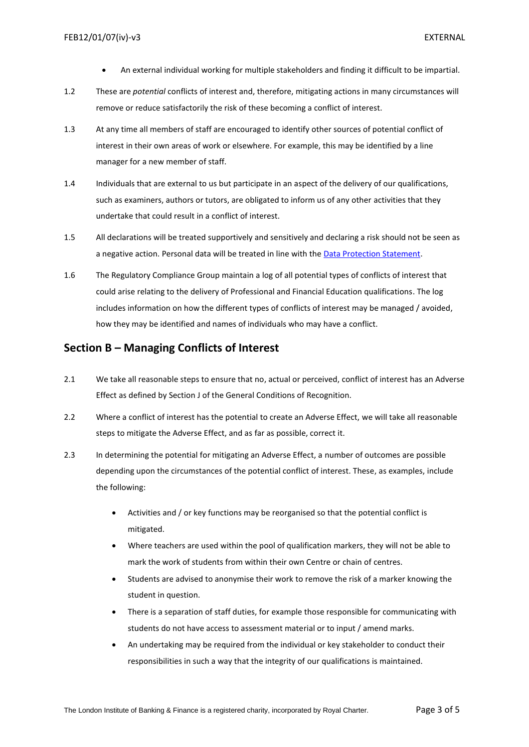- An external individual working for multiple stakeholders and finding it difficult to be impartial.

1.2 These are *potential* conflicts of interest and, therefore, mitigating actions in many circumstances will remove or reduce satisfactorily the risk of these becoming a conflict of interest.

1.3 At any time all members of staff are encouraged to identify other sources of potential conflict of interest in their own areas of work or elsewhere. For example, this may be identified by a line manager for a new member of staff.

1.4 Individuals that are external to us but participate in an aspect of the delivery of our qualifications, such as examiners, authors or tutors, are obligated to inform us of any other activities that they undertake that could result in a conflict of interest.

1.5 All declarations will be treated supportively and sensitively and declaring a risk should not be seen as a negative action. Personal data will be treated in line with the Data Protection Statement.

1.6 The Regulatory Compliance Group maintain a log of all potential types of conflicts of interest that could arise relating to the delivery of Professional and Financial Education qualifications. The log includes information on how the different types of conflicts of interest may be managed / avoided, how they may be identified and names of individuals who may have a conflict.

## Section B – Managing Conflicts of Interest

2.1 We take all reasonable steps to ensure that no, actual or perceived, conflict of interest has an Adverse Effect as defined by Section J of the General Conditions of Recognition.

2.2 Where a conflict of interest has the potential to create an Adverse Effect, we will take all reasonable steps to mitigate the Adverse Effect, and as far as possible, correct it.

2.3 In determining the potential for mitigating an Adverse Effect, a number of outcomes are possible depending upon the circumstances of the potential conflict of interest. These, as examples, include the following:

- Activities and / or key functions may be reorganised so that the potential conflict is mitigated.
- Where teachers are used within the pool of qualification markers, they will not be able to mark the work of students from within their own Centre or chain of centres.
- Students are advised to anonymise their work to remove the risk of a marker knowing the student in question.
- There is a separation of staff duties, for example those responsible for communicating with students do not have access to assessment material or to input / amend marks.
- An undertaking may be required from the individual or key stakeholder to conduct their responsibilities in such a way that the integrity of our qualifications is maintained.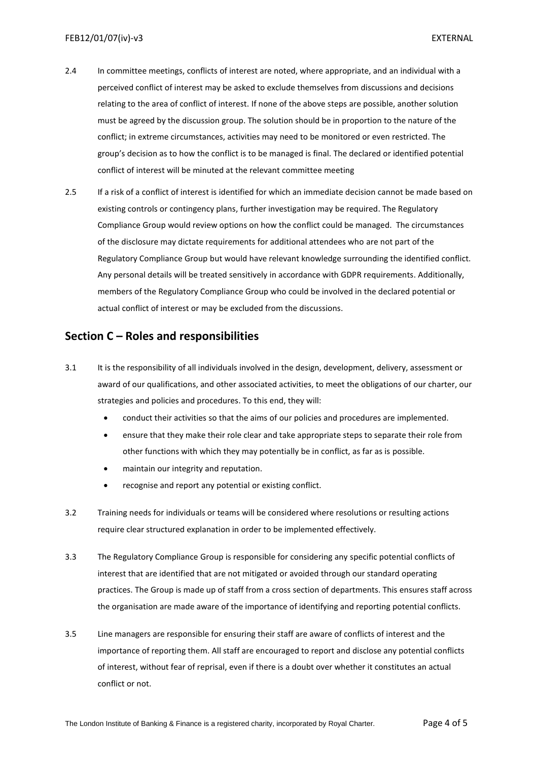2.4 In committee meetings, conflicts of interest are noted, where appropriate, and an individual with a perceived conflict of interest may be asked to exclude themselves from discussions and decisions relating to the area of conflict of interest. If none of the above steps are possible, another solution must be agreed by the discussion group. The solution should be in proportion to the nature of the conflict; in extreme circumstances, activities may need to be monitored or even restricted. The group's decision as to how the conflict is to be managed is final. The declared or identified potential conflict of interest will be minuted at the relevant committee meeting

2.5 If a risk of a conflict of interest is identified for which an immediate decision cannot be made based on existing controls or contingency plans, further investigation may be required. The Regulatory Compliance Group would review options on how the conflict could be managed. The circumstances of the disclosure may dictate requirements for additional attendees who are not part of the Regulatory Compliance Group but would have relevant knowledge surrounding the identified conflict. Any personal details will be treated sensitively in accordance with GDPR requirements. Additionally, members of the Regulatory Compliance Group who could be involved in the declared potential or actual conflict of interest or may be excluded from the discussions.

## Section C – Roles and responsibilities

3.1 It is the responsibility of all individuals involved in the design, development, delivery, assessment or award of our qualifications, and other associated activities, to meet the obligations of our charter, our strategies and policies and procedures. To this end, they will:

- conduct their activities so that the aims of our policies and procedures are implemented.
- ensure that they make their role clear and take appropriate steps to separate their role from other functions with which they may potentially be in conflict, as far as is possible.
- maintain our integrity and reputation.
- recognise and report any potential or existing conflict.

3.2 Training needs for individuals or teams will be considered where resolutions or resulting actions require clear structured explanation in order to be implemented effectively.

3.3 The Regulatory Compliance Group is responsible for considering any specific potential conflicts of interest that are identified that are not mitigated or avoided through our standard operating practices. The Group is made up of staff from a cross section of departments. This ensures staff across the organisation are made aware of the importance of identifying and reporting potential conflicts.

3.5 Line managers are responsible for ensuring their staff are aware of conflicts of interest and the importance of reporting them. All staff are encouraged to report and disclose any potential conflicts of interest, without fear of reprisal, even if there is a doubt over whether it constitutes an actual conflict or not.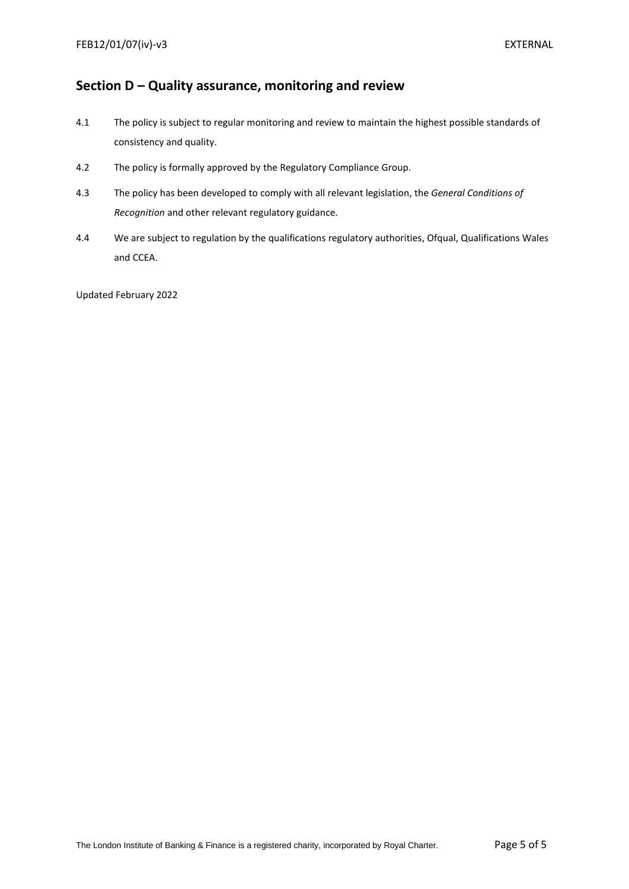## Section D – Quality assurance, monitoring and review

4.1 The policy is subject to regular monitoring and review to maintain the highest possible standards of consistency and quality.

4.2 The policy is formally approved by the Regulatory Compliance Group.

4.3 The policy has been developed to comply with all relevant legislation, the *General Conditions of Recognition* and other relevant regulatory guidance.

4.4 We are subject to regulation by the qualifications regulatory authorities, Ofqual, Qualifications Wales and CCEA.

Updated February 2022